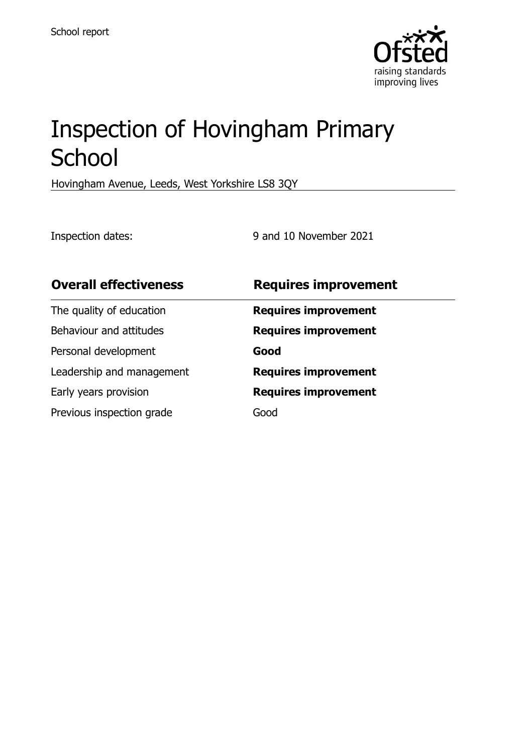School report

Ofsted
raising standards
improving lives

# Inspection of Hovingham Primary School

Hovingham Avenue, Leeds, West Yorkshire LS8 3QY

Inspection dates: 9 and 10 November 2021

| Overall effectiveness | Requires improvement |
|---|---|
| The quality of education | **Requires improvement** |
| Behaviour and attitudes | **Requires improvement** |
| Personal development | **Good** |
| Leadership and management | **Requires improvement** |
| Early years provision | **Requires improvement** |
| Previous inspection grade | Good |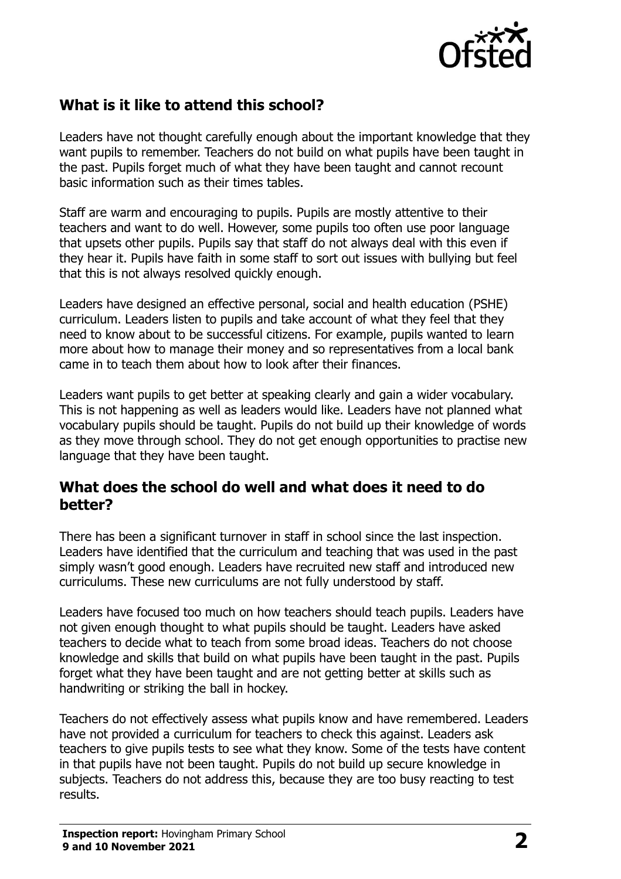## What is it like to attend this school?

Leaders have not thought carefully enough about the important knowledge that they want pupils to remember. Teachers do not build on what pupils have been taught in the past. Pupils forget much of what they have been taught and cannot recount basic information such as their times tables.

Staff are warm and encouraging to pupils. Pupils are mostly attentive to their teachers and want to do well. However, some pupils too often use poor language that upsets other pupils. Pupils say that staff do not always deal with this even if they hear it. Pupils have faith in some staff to sort out issues with bullying but feel that this is not always resolved quickly enough.

Leaders have designed an effective personal, social and health education (PSHE) curriculum. Leaders listen to pupils and take account of what they feel that they need to know about to be successful citizens. For example, pupils wanted to learn more about how to manage their money and so representatives from a local bank came in to teach them about how to look after their finances.

Leaders want pupils to get better at speaking clearly and gain a wider vocabulary. This is not happening as well as leaders would like. Leaders have not planned what vocabulary pupils should be taught. Pupils do not build up their knowledge of words as they move through school. They do not get enough opportunities to practise new language that they have been taught.

## What does the school do well and what does it need to do better?

There has been a significant turnover in staff in school since the last inspection. Leaders have identified that the curriculum and teaching that was used in the past simply wasn't good enough. Leaders have recruited new staff and introduced new curriculums. These new curriculums are not fully understood by staff.

Leaders have focused too much on how teachers should teach pupils. Leaders have not given enough thought to what pupils should be taught. Leaders have asked teachers to decide what to teach from some broad ideas. Teachers do not choose knowledge and skills that build on what pupils have been taught in the past. Pupils forget what they have been taught and are not getting better at skills such as handwriting or striking the ball in hockey.

Teachers do not effectively assess what pupils know and have remembered. Leaders have not provided a curriculum for teachers to check this against. Leaders ask teachers to give pupils tests to see what they know. Some of the tests have content in that pupils have not been taught. Pupils do not build up secure knowledge in subjects. Teachers do not address this, because they are too busy reacting to test results.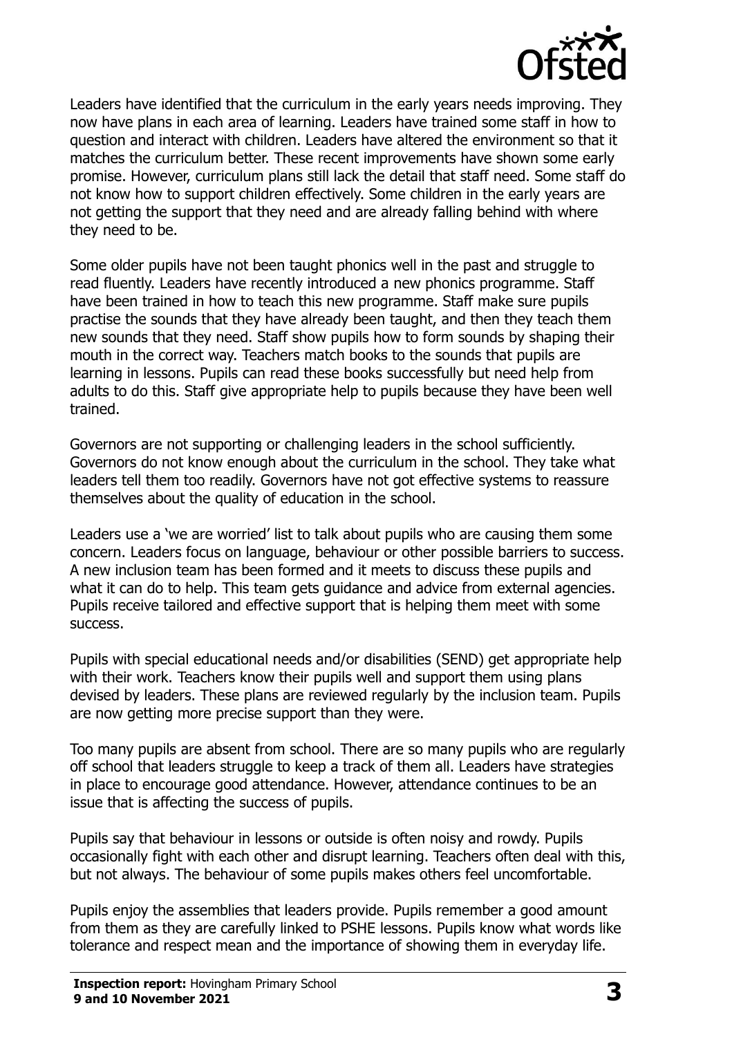Leaders have identified that the curriculum in the early years needs improving. They now have plans in each area of learning. Leaders have trained some staff in how to question and interact with children. Leaders have altered the environment so that it matches the curriculum better. These recent improvements have shown some early promise. However, curriculum plans still lack the detail that staff need. Some staff do not know how to support children effectively. Some children in the early years are not getting the support that they need and are already falling behind with where they need to be.

Some older pupils have not been taught phonics well in the past and struggle to read fluently. Leaders have recently introduced a new phonics programme. Staff have been trained in how to teach this new programme. Staff make sure pupils practise the sounds that they have already been taught, and then they teach them new sounds that they need. Staff show pupils how to form sounds by shaping their mouth in the correct way. Teachers match books to the sounds that pupils are learning in lessons. Pupils can read these books successfully but need help from adults to do this. Staff give appropriate help to pupils because they have been well trained.

Governors are not supporting or challenging leaders in the school sufficiently. Governors do not know enough about the curriculum in the school. They take what leaders tell them too readily. Governors have not got effective systems to reassure themselves about the quality of education in the school.

Leaders use a 'we are worried' list to talk about pupils who are causing them some concern. Leaders focus on language, behaviour or other possible barriers to success. A new inclusion team has been formed and it meets to discuss these pupils and what it can do to help. This team gets guidance and advice from external agencies. Pupils receive tailored and effective support that is helping them meet with some success.

Pupils with special educational needs and/or disabilities (SEND) get appropriate help with their work. Teachers know their pupils well and support them using plans devised by leaders. These plans are reviewed regularly by the inclusion team. Pupils are now getting more precise support than they were.

Too many pupils are absent from school. There are so many pupils who are regularly off school that leaders struggle to keep a track of them all. Leaders have strategies in place to encourage good attendance. However, attendance continues to be an issue that is affecting the success of pupils.

Pupils say that behaviour in lessons or outside is often noisy and rowdy. Pupils occasionally fight with each other and disrupt learning. Teachers often deal with this, but not always. The behaviour of some pupils makes others feel uncomfortable.

Pupils enjoy the assemblies that leaders provide. Pupils remember a good amount from them as they are carefully linked to PSHE lessons. Pupils know what words like tolerance and respect mean and the importance of showing them in everyday life.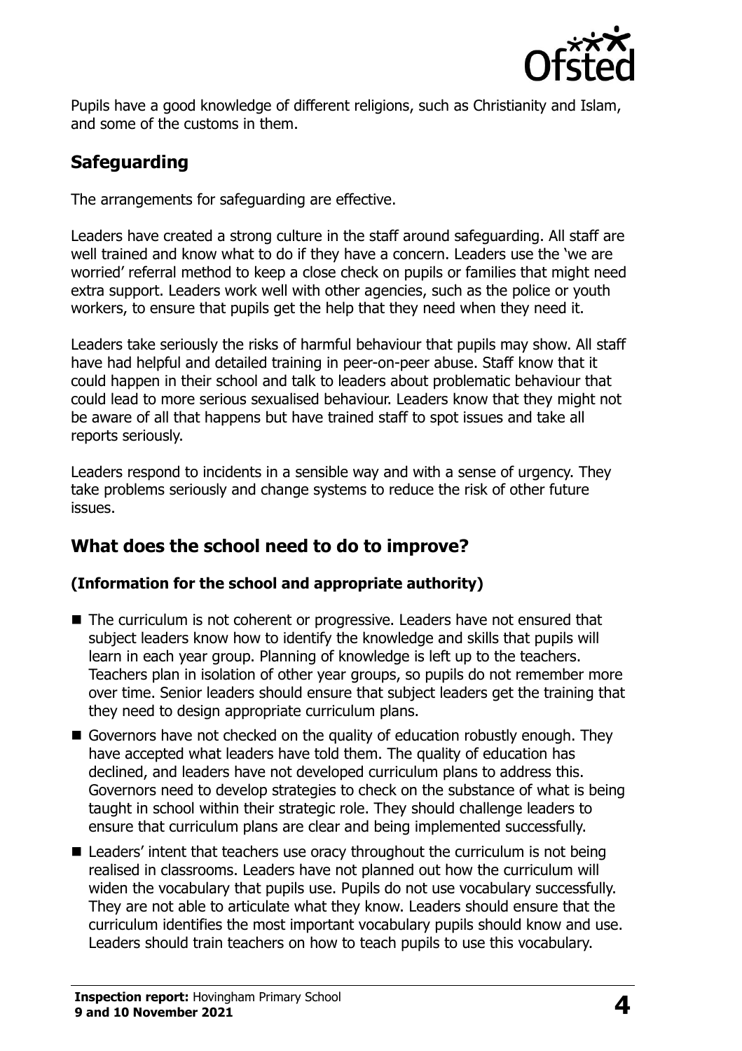Pupils have a good knowledge of different religions, such as Christianity and Islam, and some of the customs in them.

## Safeguarding

The arrangements for safeguarding are effective.

Leaders have created a strong culture in the staff around safeguarding. All staff are well trained and know what to do if they have a concern. Leaders use the 'we are worried' referral method to keep a close check on pupils or families that might need extra support. Leaders work well with other agencies, such as the police or youth workers, to ensure that pupils get the help that they need when they need it.

Leaders take seriously the risks of harmful behaviour that pupils may show. All staff have had helpful and detailed training in peer-on-peer abuse. Staff know that it could happen in their school and talk to leaders about problematic behaviour that could lead to more serious sexualised behaviour. Leaders know that they might not be aware of all that happens but have trained staff to spot issues and take all reports seriously.

Leaders respond to incidents in a sensible way and with a sense of urgency. They take problems seriously and change systems to reduce the risk of other future issues.

## What does the school need to do to improve?

### (Information for the school and appropriate authority)

- The curriculum is not coherent or progressive. Leaders have not ensured that subject leaders know how to identify the knowledge and skills that pupils will learn in each year group. Planning of knowledge is left up to the teachers. Teachers plan in isolation of other year groups, so pupils do not remember more over time. Senior leaders should ensure that subject leaders get the training that they need to design appropriate curriculum plans.
- Governors have not checked on the quality of education robustly enough. They have accepted what leaders have told them. The quality of education has declined, and leaders have not developed curriculum plans to address this. Governors need to develop strategies to check on the substance of what is being taught in school within their strategic role. They should challenge leaders to ensure that curriculum plans are clear and being implemented successfully.
- Leaders' intent that teachers use oracy throughout the curriculum is not being realised in classrooms. Leaders have not planned out how the curriculum will widen the vocabulary that pupils use. Pupils do not use vocabulary successfully. They are not able to articulate what they know. Leaders should ensure that the curriculum identifies the most important vocabulary pupils should know and use. Leaders should train teachers on how to teach pupils to use this vocabulary.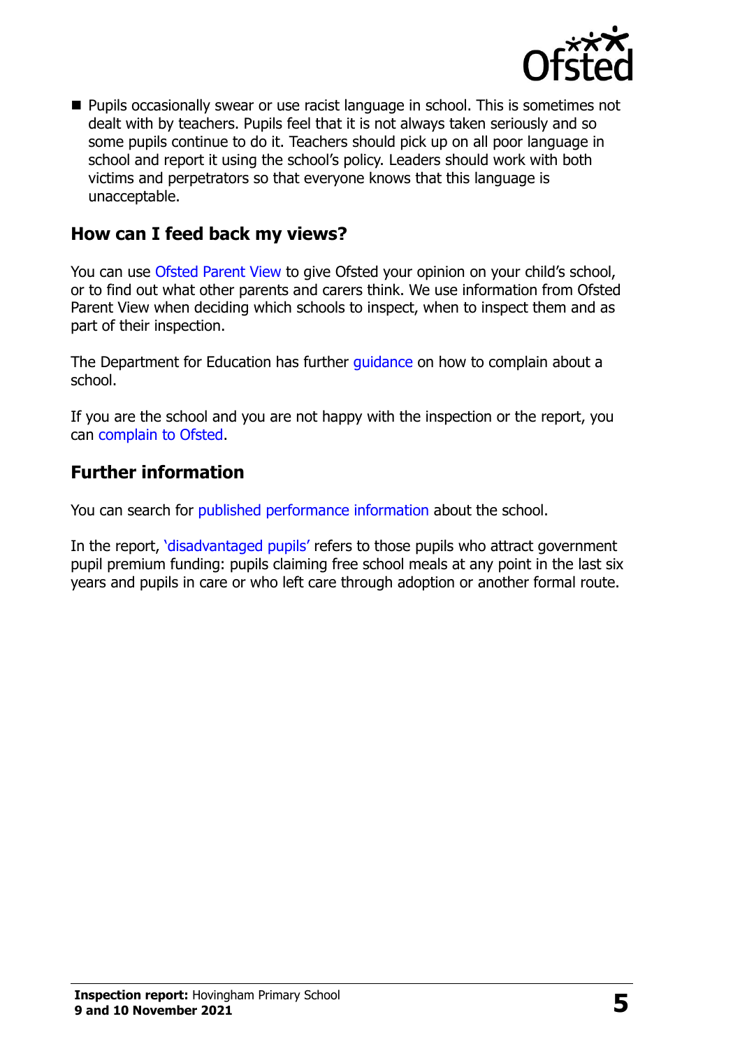- Pupils occasionally swear or use racist language in school. This is sometimes not dealt with by teachers. Pupils feel that it is not always taken seriously and so some pupils continue to do it. Teachers should pick up on all poor language in school and report it using the school's policy. Leaders should work with both victims and perpetrators so that everyone knows that this language is unacceptable.

## How can I feed back my views?

You can use Ofsted Parent View to give Ofsted your opinion on your child's school, or to find out what other parents and carers think. We use information from Ofsted Parent View when deciding which schools to inspect, when to inspect them and as part of their inspection.

The Department for Education has further guidance on how to complain about a school.

If you are the school and you are not happy with the inspection or the report, you can complain to Ofsted.

## Further information

You can search for published performance information about the school.

In the report, 'disadvantaged pupils' refers to those pupils who attract government pupil premium funding: pupils claiming free school meals at any point in the last six years and pupils in care or who left care through adoption or another formal route.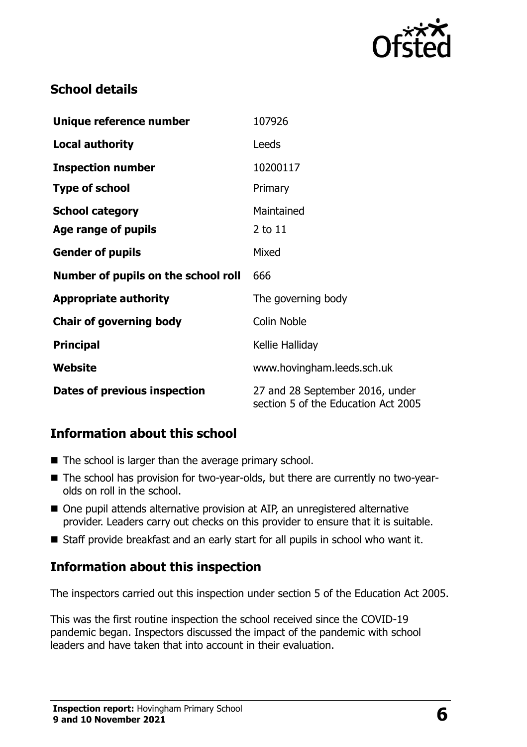## School details

| | |
|---|---|
| **Unique reference number** | 107926 |
| **Local authority** | Leeds |
| **Inspection number** | 10200117 |
| **Type of school** | Primary |
| **School category** | Maintained |
| **Age range of pupils** | 2 to 11 |
| **Gender of pupils** | Mixed |
| **Number of pupils on the school roll** | 666 |
| **Appropriate authority** | The governing body |
| **Chair of governing body** | Colin Noble |
| **Principal** | Kellie Halliday |
| **Website** | www.hovingham.leeds.sch.uk |
| **Dates of previous inspection** | 27 and 28 September 2016, under section 5 of the Education Act 2005 |

## Information about this school

- The school is larger than the average primary school.
- The school has provision for two-year-olds, but there are currently no two-year-olds on roll in the school.
- One pupil attends alternative provision at AIP, an unregistered alternative provider. Leaders carry out checks on this provider to ensure that it is suitable.
- Staff provide breakfast and an early start for all pupils in school who want it.

## Information about this inspection

The inspectors carried out this inspection under section 5 of the Education Act 2005.

This was the first routine inspection the school received since the COVID-19 pandemic began. Inspectors discussed the impact of the pandemic with school leaders and have taken that into account in their evaluation.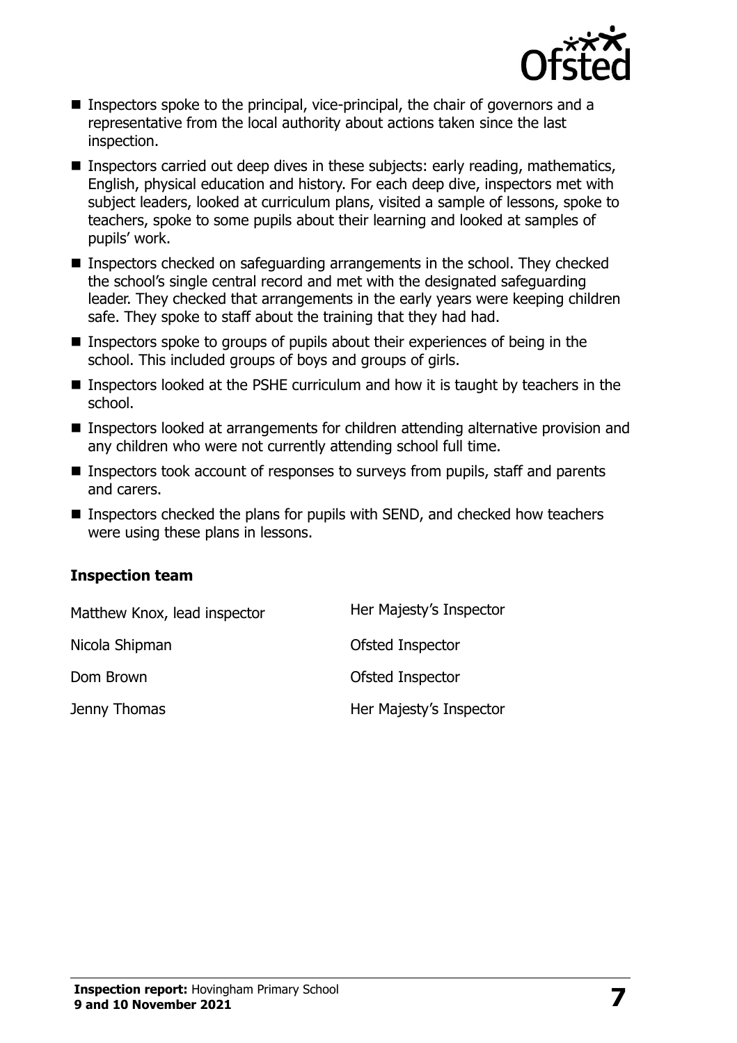- Inspectors spoke to the principal, vice-principal, the chair of governors and a representative from the local authority about actions taken since the last inspection.
- Inspectors carried out deep dives in these subjects: early reading, mathematics, English, physical education and history. For each deep dive, inspectors met with subject leaders, looked at curriculum plans, visited a sample of lessons, spoke to teachers, spoke to some pupils about their learning and looked at samples of pupils' work.
- Inspectors checked on safeguarding arrangements in the school. They checked the school's single central record and met with the designated safeguarding leader. They checked that arrangements in the early years were keeping children safe. They spoke to staff about the training that they had had.
- Inspectors spoke to groups of pupils about their experiences of being in the school. This included groups of boys and groups of girls.
- Inspectors looked at the PSHE curriculum and how it is taught by teachers in the school.
- Inspectors looked at arrangements for children attending alternative provision and any children who were not currently attending school full time.
- Inspectors took account of responses to surveys from pupils, staff and parents and carers.
- Inspectors checked the plans for pupils with SEND, and checked how teachers were using these plans in lessons.

### Inspection team

| | |
|---|---|
| Matthew Knox, lead inspector | Her Majesty's Inspector |
| Nicola Shipman | Ofsted Inspector |
| Dom Brown | Ofsted Inspector |
| Jenny Thomas | Her Majesty's Inspector |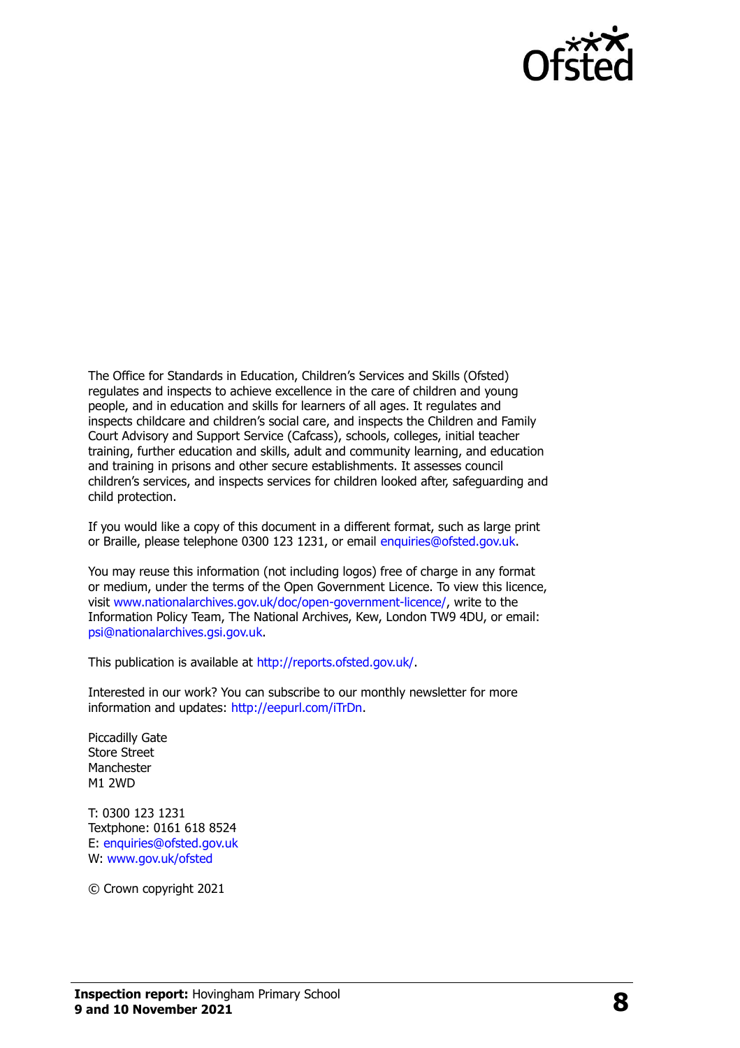The Office for Standards in Education, Children's Services and Skills (Ofsted) regulates and inspects to achieve excellence in the care of children and young people, and in education and skills for learners of all ages. It regulates and inspects childcare and children's social care, and inspects the Children and Family Court Advisory and Support Service (Cafcass), schools, colleges, initial teacher training, further education and skills, adult and community learning, and education and training in prisons and other secure establishments. It assesses council children's services, and inspects services for children looked after, safeguarding and child protection.

If you would like a copy of this document in a different format, such as large print or Braille, please telephone 0300 123 1231, or email enquiries@ofsted.gov.uk.

You may reuse this information (not including logos) free of charge in any format or medium, under the terms of the Open Government Licence. To view this licence, visit www.nationalarchives.gov.uk/doc/open-government-licence/, write to the Information Policy Team, The National Archives, Kew, London TW9 4DU, or email: psi@nationalarchives.gsi.gov.uk.

This publication is available at http://reports.ofsted.gov.uk/.

Interested in our work? You can subscribe to our monthly newsletter for more information and updates: http://eepurl.com/iTrDn.

Piccadilly Gate
Store Street
Manchester
M1 2WD

T: 0300 123 1231
Textphone: 0161 618 8524
E: enquiries@ofsted.gov.uk
W: www.gov.uk/ofsted

© Crown copyright 2021